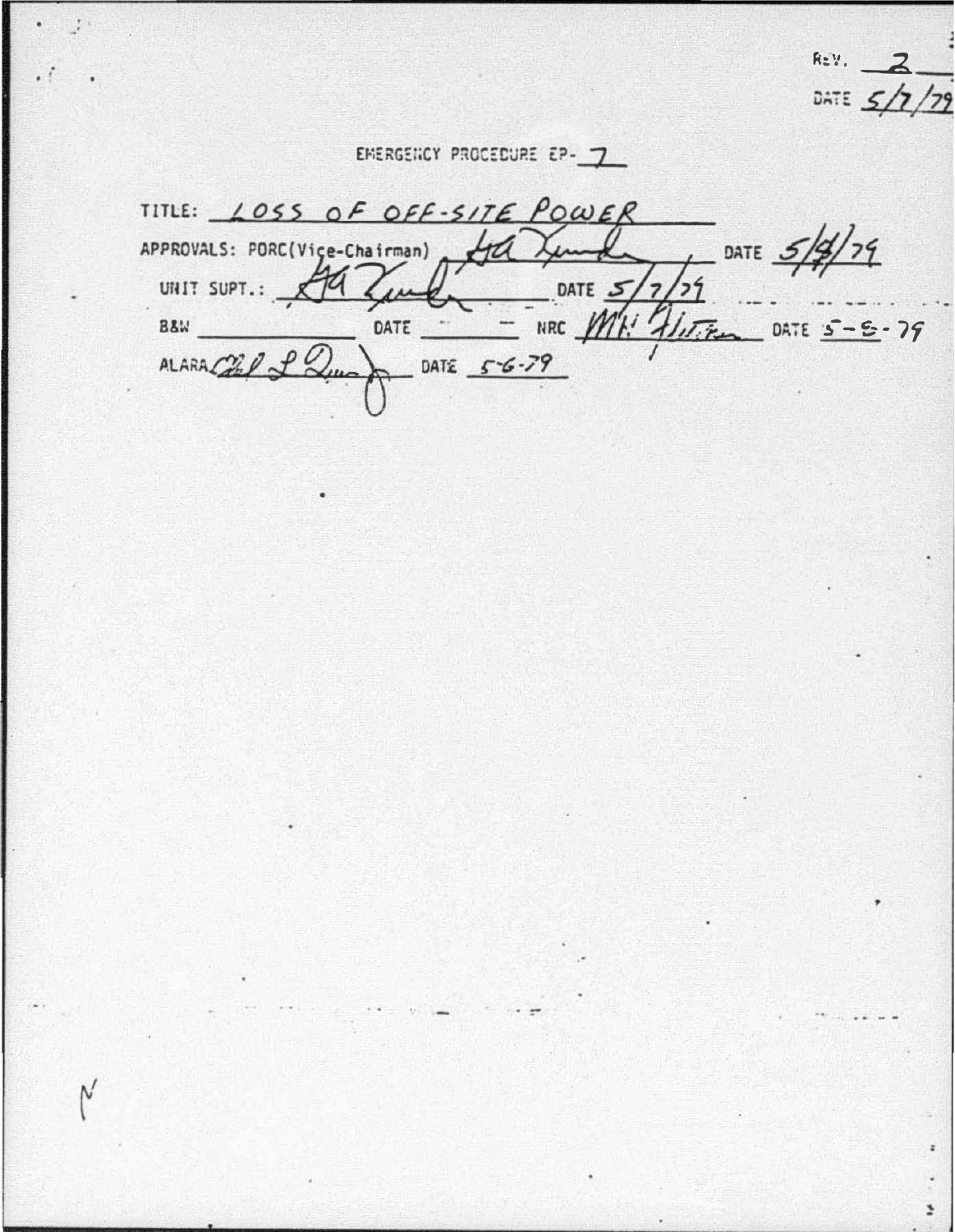REV. 2

DATE 5/7/79

# EMERGENCY PROCEDURE EP- 7

TITLE: LOSS OF OFF-SITE POWER

APPROVALS: PORC(Vice-Chairman) [signature] DATE 5/8/79

UNIT SUPT.: [signature] DATE 5/7/79

B&W ________ DATE ________ NRC [signature] DATE 5-8-79

ALARA [signature] DATE 5-6-79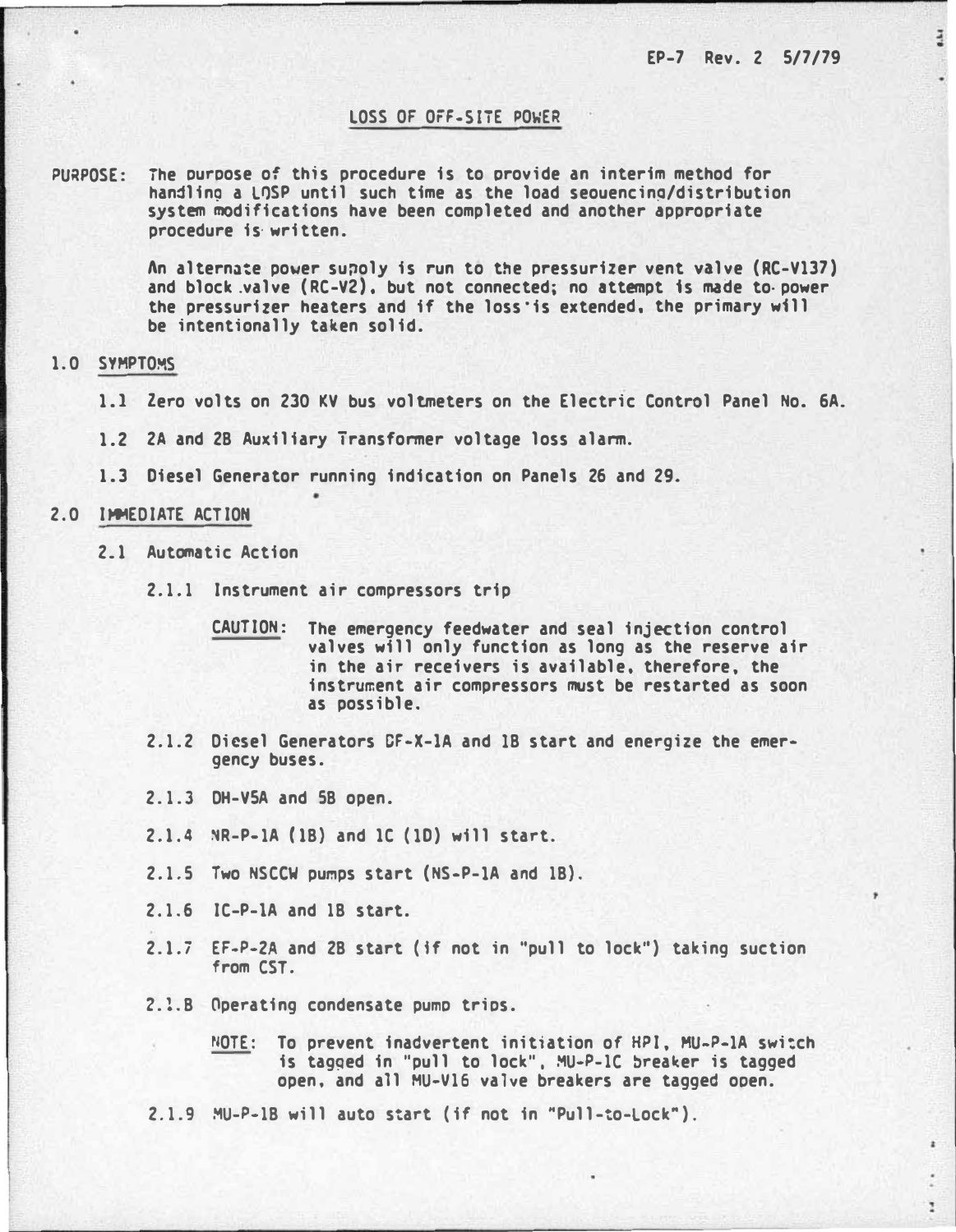EP-7 Rev. 2 5/7/79

# LOSS OF OFF-SITE POWER

PURPOSE: The purpose of this procedure is to provide an interim method for handling a LOSP until such time as the load sequencing/distribution system modifications have been completed and another appropriate procedure is written.

An alternate power supply is run to the pressurizer vent valve (RC-V137) and block valve (RC-V2), but not connected; no attempt is made to power the pressurizer heaters and if the loss is extended, the primary will be intentionally taken solid.

## 1.0 SYMPTOMS

1.1 Zero volts on 230 KV bus voltmeters on the Electric Control Panel No. 6A.

1.2 2A and 2B Auxiliary Transformer voltage loss alarm.

1.3 Diesel Generator running indication on Panels 26 and 29.

## 2.0 IMMEDIATE ACTION

2.1 Automatic Action

2.1.1 Instrument air compressors trip

CAUTION: The emergency feedwater and seal injection control valves will only function as long as the reserve air in the air receivers is available, therefore, the instrument air compressors must be restarted as soon as possible.

2.1.2 Diesel Generators DF-X-1A and 1B start and energize the emergency buses.

2.1.3 DH-V5A and 5B open.

2.1.4 NR-P-1A (1B) and 1C (1D) will start.

2.1.5 Two NSCCW pumps start (NS-P-1A and 1B).

2.1.6 IC-P-1A and 1B start.

2.1.7 EF-P-2A and 2B start (if not in "pull to lock") taking suction from CST.

2.1.8 Operating condensate pump trips.

NOTE: To prevent inadvertent initiation of HPI, MU-P-1A switch is tagged in "pull to lock", MU-P-1C breaker is tagged open, and all MU-V16 valve breakers are tagged open.

2.1.9 MU-P-1B will auto start (if not in "Pull-to-Lock").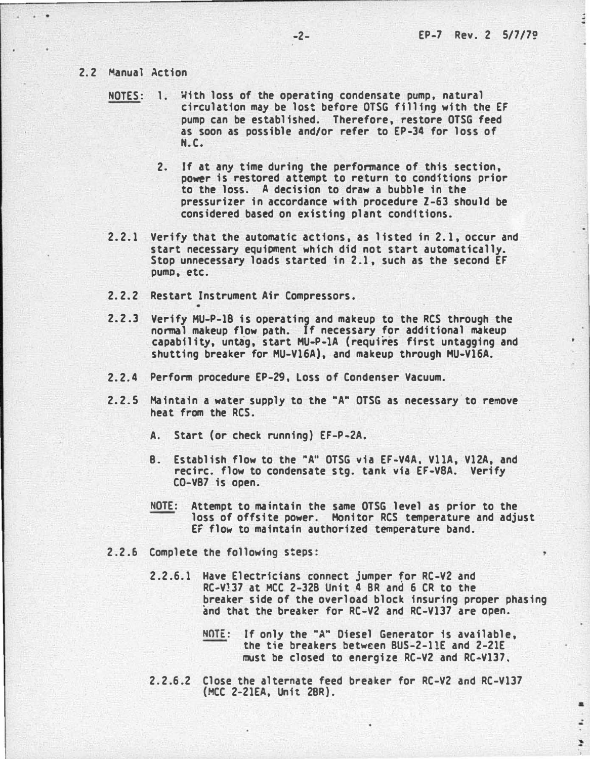## 2.2 Manual Action

NOTES: 1. With loss of the operating condensate pump, natural circulation may be lost before OTSG filling with the EF pump can be established. Therefore, restore OTSG feed as soon as possible and/or refer to EP-34 for loss of N.C.

2. If at any time during the performance of this section, power is restored attempt to return to conditions prior to the loss. A decision to draw a bubble in the pressurizer in accordance with procedure Z-63 should be considered based on existing plant conditions.

2.2.1 Verify that the automatic actions, as listed in 2.1, occur and start necessary equipment which did not start automatically. Stop unnecessary loads started in 2.1, such as the second EF pump, etc.

2.2.2 Restart Instrument Air Compressors.

2.2.3 Verify MU-P-1B is operating and makeup to the RCS through the normal makeup flow path. If necessary for additional makeup capability, untag, start MU-P-1A (requires first untagging and shutting breaker for MU-V16A), and makeup through MU-V16A.

2.2.4 Perform procedure EP-29, Loss of Condenser Vacuum.

2.2.5 Maintain a water supply to the "A" OTSG as necessary to remove heat from the RCS.

A. Start (or check running) EF-P-2A.

B. Establish flow to the "A" OTSG via EF-V4A, V11A, V12A, and recirc. flow to condensate stg. tank via EF-V8A. Verify CO-V87 is open.

NOTE: Attempt to maintain the same OTSG level as prior to the loss of offsite power. Monitor RCS temperature and adjust EF flow to maintain authorized temperature band.

2.2.6 Complete the following steps:

2.2.6.1 Have Electricians connect jumper for RC-V2 and RC-V137 at MCC 2-32B Unit 4 BR and 6 CR to the breaker side of the overload block insuring proper phasing and that the breaker for RC-V2 and RC-V137 are open.

NOTE: If only the "A" Diesel Generator is available, the tie breakers between BUS-2-11E and 2-21E must be closed to energize RC-V2 and RC-V137.

2.2.6.2 Close the alternate feed breaker for RC-V2 and RC-V137 (MCC 2-21EA, Unit 2BR).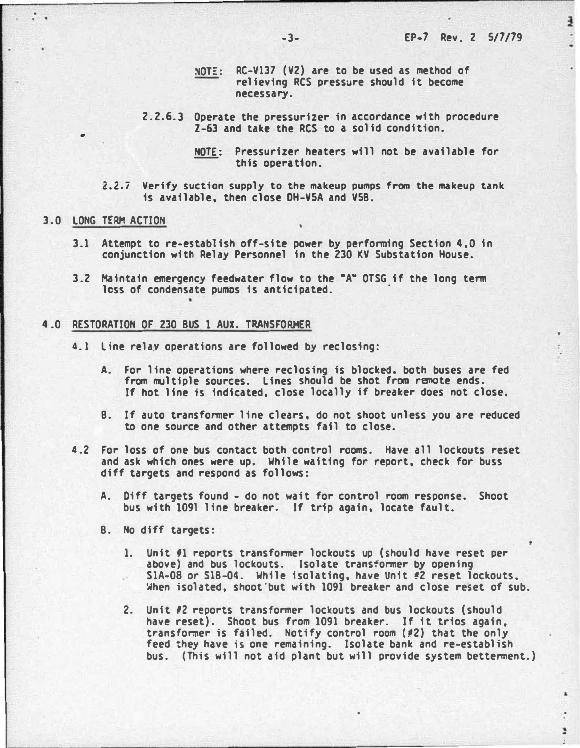**NOTE:** RC-V137 (V2) are to be used as method of relieving RCS pressure should it become necessary.

2.2.6.3 Operate the pressurizer in accordance with procedure Z-63 and take the RCS to a solid condition.

**NOTE:** Pressurizer heaters will not be available for this operation.

2.2.7 Verify suction supply to the makeup pumps from the makeup tank is available, then close DH-V5A and V5B.

## 3.0 LONG TERM ACTION

3.1 Attempt to re-establish off-site power by performing Section 4.0 in conjunction with Relay Personnel in the 230 KV Substation House.

3.2 Maintain emergency feedwater flow to the "A" OTSG if the long term loss of condensate pumps is anticipated.

## 4.0 RESTORATION OF 230 BUS 1 AUX. TRANSFORMER

4.1 Line relay operations are followed by reclosing:

A. For line operations where reclosing is blocked, both buses are fed from multiple sources. Lines should be shot from remote ends. If hot line is indicated, close locally if breaker does not close.

B. If auto transformer line clears, do not shoot unless you are reduced to one source and other attempts fail to close.

4.2 For loss of one bus contact both control rooms. Have all lockouts reset and ask which ones were up. While waiting for report, check for buss diff targets and respond as follows:

A. Diff targets found - do not wait for control room response. Shoot bus with 1091 line breaker. If trip again, locate fault.

B. No diff targets:

1. Unit #1 reports transformer lockouts up (should have reset per above) and bus lockouts. Isolate transformer by opening S1A-08 or S1B-04. While isolating, have Unit #2 reset lockouts. When isolated, shoot but with 1091 breaker and close reset of sub.

2. Unit #2 reports transformer lockouts and bus lockouts (should have reset). Shoot bus from 1091 breaker. If it trips again, transformer is failed. Notify control room (#2) that the only feed they have is one remaining. Isolate bank and re-establish bus. (This will not aid plant but will provide system betterment.)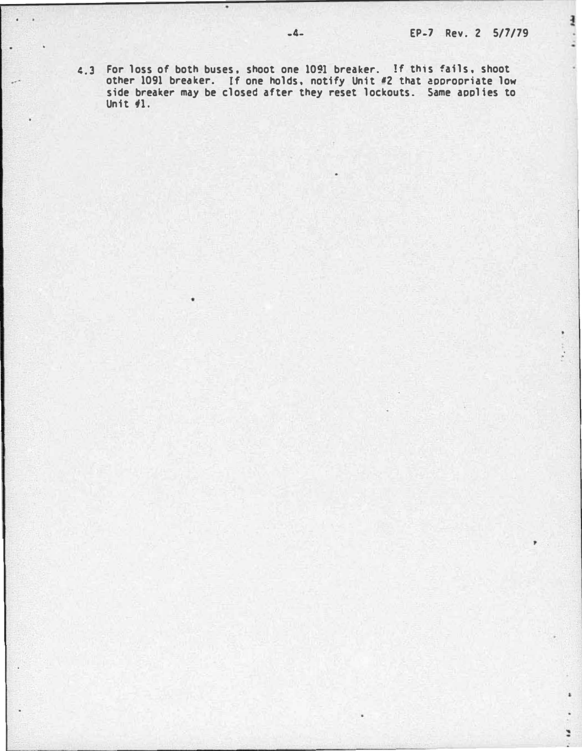4.3 For loss of both buses, shoot one 1091 breaker. If this fails, shoot other 1091 breaker. If one holds, notify Unit #2 that appropriate low side breaker may be closed after they reset lockouts. Same applies to Unit #1.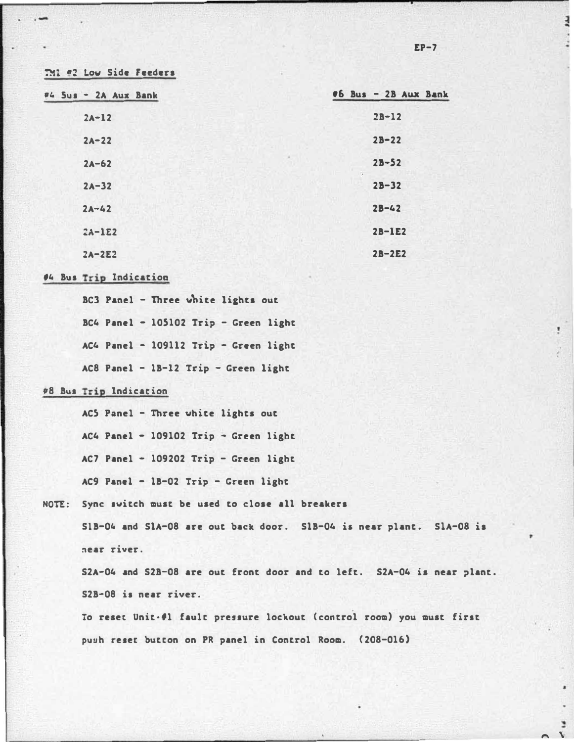TMI #2 Low Side Feeders

| #4 Bus - 2A Aux Bank | #6 Bus - 2B Aux Bank |
|---|---|
| 2A-12 | 2B-12 |
| 2A-22 | 2B-22 |
| 2A-62 | 2B-52 |
| 2A-32 | 2B-32 |
| 2A-42 | 2B-42 |
| 2A-1E2 | 2B-1E2 |
| 2A-2E2 | 2B-2E2 |

#4 Bus Trip Indication

BC3 Panel - Three white lights out

BC4 Panel - 105102 Trip - Green light

AC4 Panel - 109112 Trip - Green light

AC8 Panel - 1B-12 Trip - Green light

#8 Bus Trip Indication

AC5 Panel - Three white lights out

AC4 Panel - 109102 Trip - Green light

AC7 Panel - 109202 Trip - Green light

AC9 Panel - 1B-02 Trip - Green light

NOTE: Sync switch must be used to close all breakers

S1B-04 and S1A-08 are out back door. S1B-04 is near plant. S1A-08 is near river.

S2A-04 and S2B-08 are out front door and to left. S2A-04 is near plant. S2B-08 is near river.

To reset Unit #1 fault pressure lockout (control room) you must first push reset button on PR panel in Control Room. (208-016)